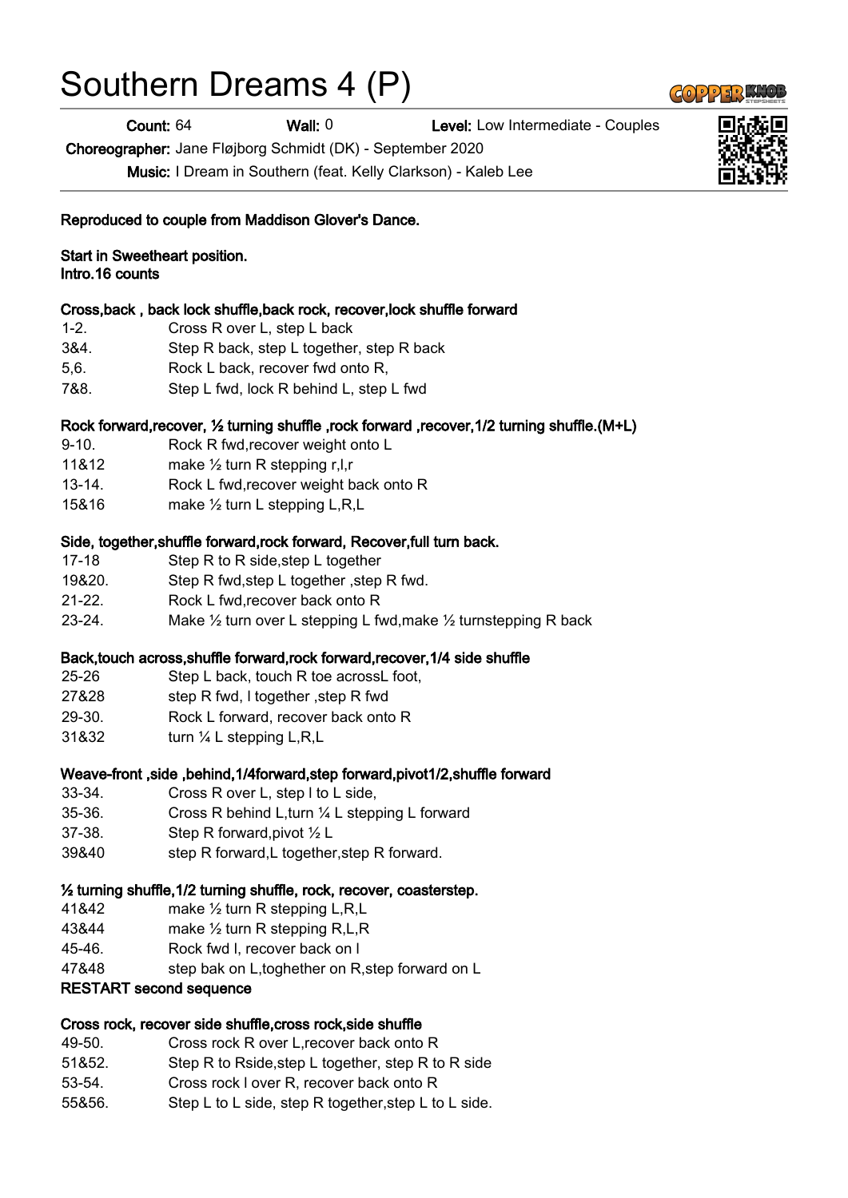# Southern Dreams 4 (P)

**Count:** 64 **Wall:** 0 **Level:** Low Intermediate - Couples

**Choreographer:** Jane Fløjborg Schmidt (DK) - September 2020

**Music:** I Dream in Southern (feat. Kelly Clarkson) - Kaleb Lee

**Reproduced to couple from Maddison Glover's Dance.**

**Start in Sweetheart position.**
**Intro.16 counts**

**Cross,back , back lock shuffle,back rock, recover,lock shuffle forward**

| | |
|---|---|
| 1-2. | Cross R over L, step L back |
| 3&4. | Step R back, step L together, step R back |
| 5,6. | Rock L back, recover fwd onto R, |
| 7&8. | Step L fwd, lock R behind L, step L fwd |

**Rock forward,recover, ½ turning shuffle ,rock forward ,recover,1/2 turning shuffle.(M+L)**

| | |
|---|---|
| 9-10. | Rock R fwd,recover weight onto L |
| 11&12 | make ½ turn R stepping r,l,r |
| 13-14. | Rock L fwd,recover weight back onto R |
| 15&16 | make ½ turn L stepping L,R,L |

**Side, together,shuffle forward,rock forward, Recover,full turn back.**

| | |
|---|---|
| 17-18 | Step R to R side,step L together |
| 19&20. | Step R fwd,step L together ,step R fwd. |
| 21-22. | Rock L fwd,recover back onto R |
| 23-24. | Make ½ turn over L stepping L fwd,make ½ turnstepping R back |

**Back,touch across,shuffle forward,rock forward,recover,1/4 side shuffle**

| | |
|---|---|
| 25-26 | Step L back, touch R toe acrossL foot, |
| 27&28 | step R fwd, l together ,step R fwd |
| 29-30. | Rock L forward, recover back onto R |
| 31&32 | turn ¼ L stepping L,R,L |

**Weave-front ,side ,behind,1/4forward,step forward,pivot1/2,shuffle forward**

| | |
|---|---|
| 33-34. | Cross R over L, step l to L side, |
| 35-36. | Cross R behind L,turn ¼ L stepping L forward |
| 37-38. | Step R forward,pivot ½ L |
| 39&40 | step R forward,L together,step R forward. |

**½ turning shuffle,1/2 turning shuffle, rock, recover, coasterstep.**

| | |
|---|---|
| 41&42 | make ½ turn R stepping L,R,L |
| 43&44 | make ½ turn R stepping R,L,R |
| 45-46. | Rock fwd l, recover back on l |
| 47&48 | step bak on L,toghether on R,step forward on L |

**RESTART second sequence**

**Cross rock, recover side shuffle,cross rock,side shuffle**

| | |
|---|---|
| 49-50. | Cross rock R over L,recover back onto R |
| 51&52. | Step R to Rside,step L together, step R to R side |
| 53-54. | Cross rock l over R, recover back onto R |
| 55&56. | Step L to L side, step R together,step L to L side. |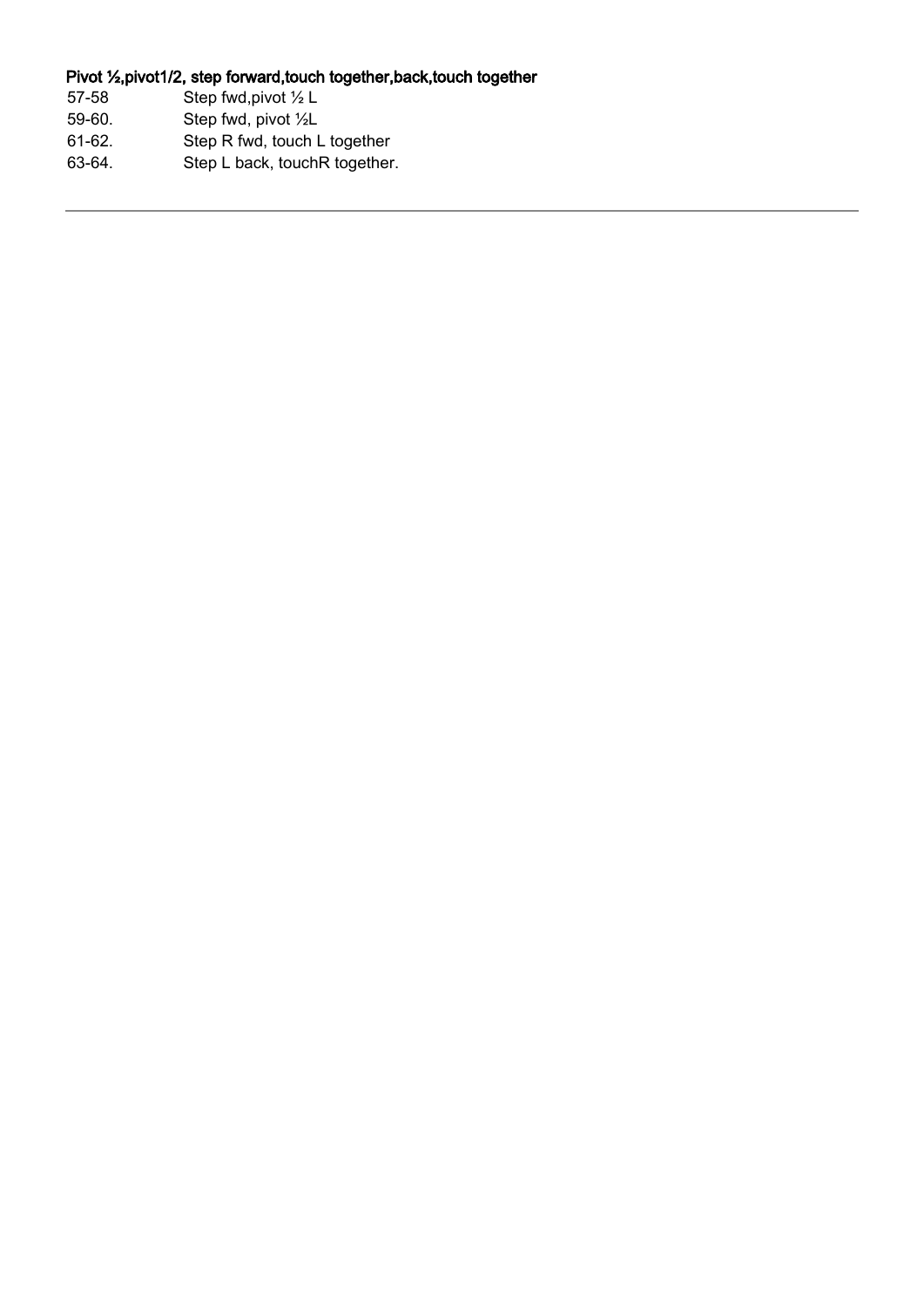**Pivot ½,pivot1/2, step forward,touch together,back,touch together**

| | |
|---|---|
| 57-58 | Step fwd,pivot ½ L |
| 59-60. | Step fwd, pivot ½L |
| 61-62. | Step R fwd, touch L together |
| 63-64. | Step L back, touchR together. |

---